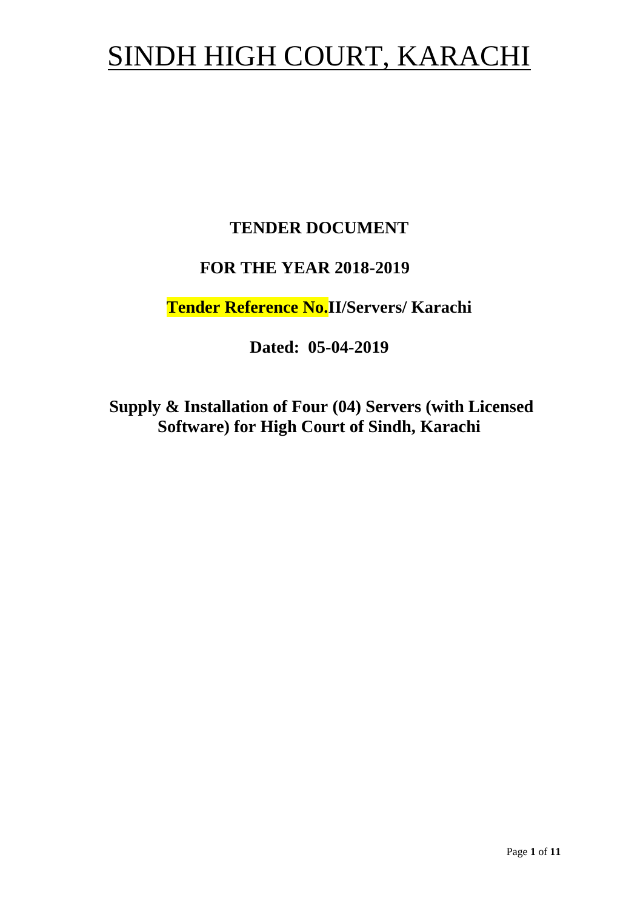# SINDH HIGH COURT, KARACHI

**TENDER DOCUMENT**

**FOR THE YEAR 2018-2019**

**Tender Reference No.II/Servers/ Karachi**

**Dated: 05-04-2019**

**Supply & Installation of Four (04) Servers (with Licensed Software) for High Court of Sindh, Karachi**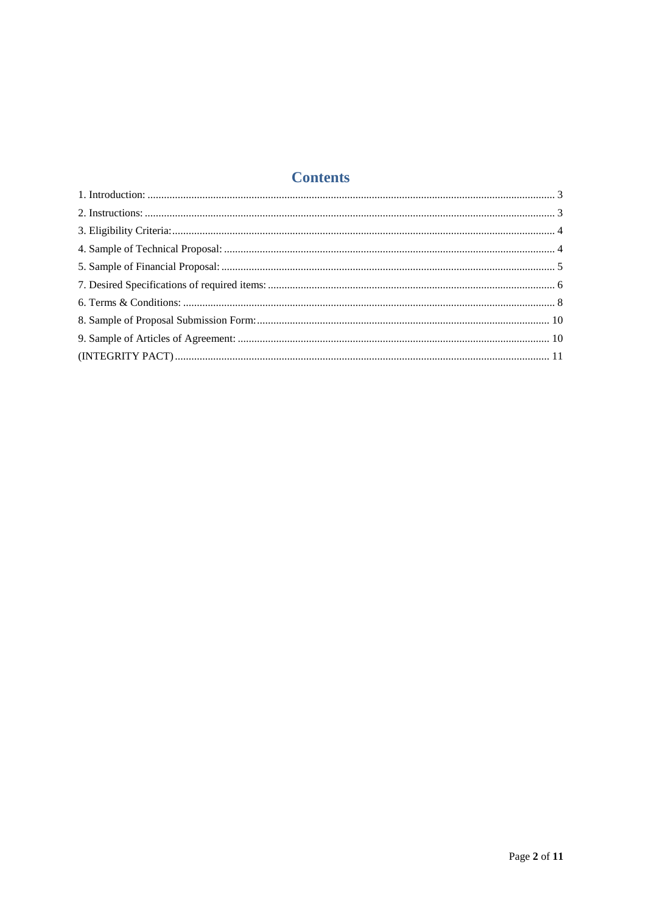# Contents

1. Introduction: ........................................................................................................................................... 3
2. Instructions: ........................................................................................................................................... 3
3. Eligibility Criteria:................................................................................................................................. 4
4. Sample of Technical Proposal: ............................................................................................................... 4
5. Sample of Financial Proposal: ................................................................................................................ 5
7. Desired Specifications of required items: ............................................................................................... 6
6. Terms & Conditions: ............................................................................................................................. 8
8. Sample of Proposal Submission Form:................................................................................................. 10
9. Sample of Articles of Agreement: ........................................................................................................ 10

(INTEGRITY PACT)............................................................................................................................... 11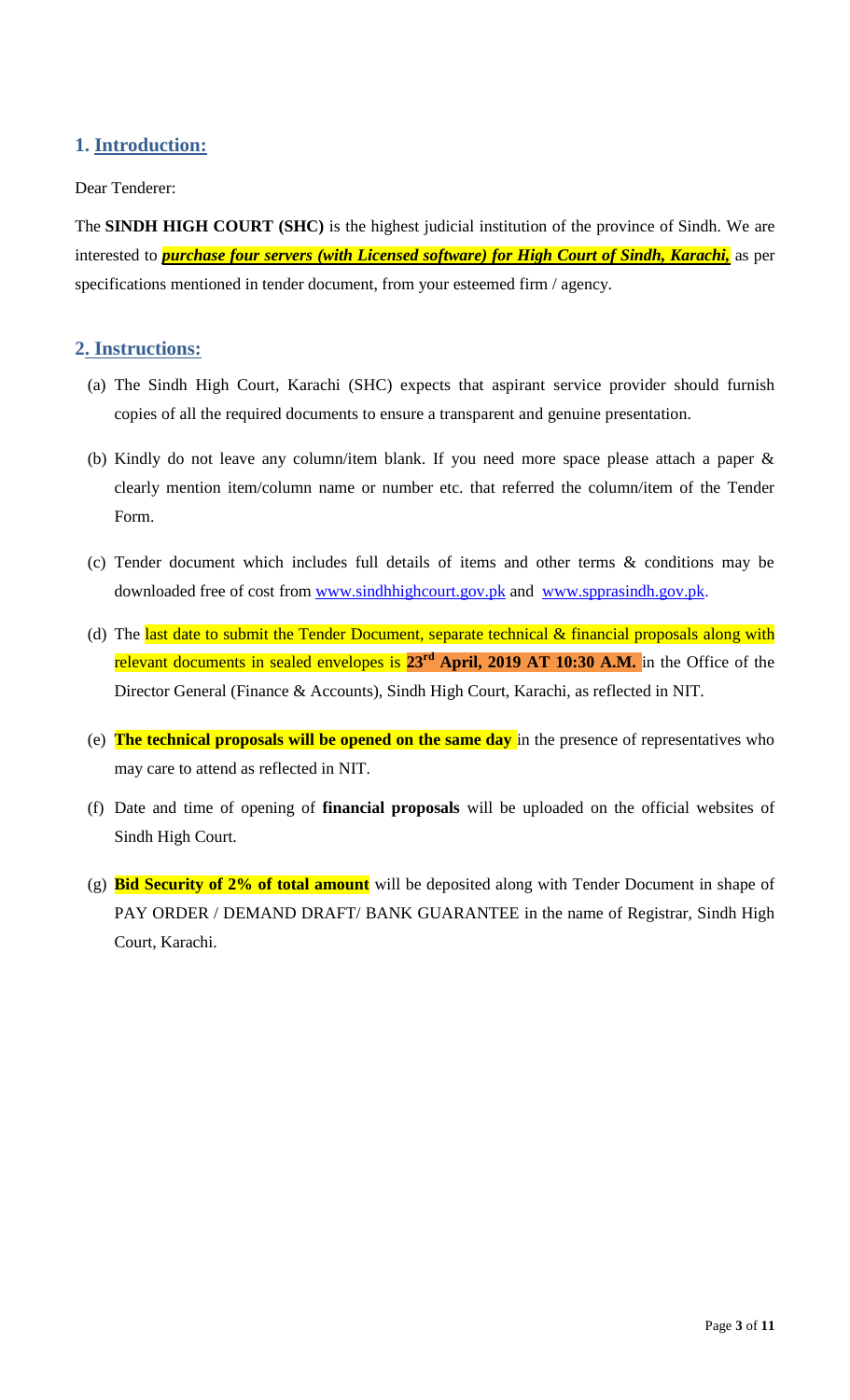## 1. Introduction:

Dear Tenderer:

The **SINDH HIGH COURT (SHC)** is the highest judicial institution of the province of Sindh. We are interested to ***purchase four servers (with Licensed software) for High Court of Sindh, Karachi,*** as per specifications mentioned in tender document, from your esteemed firm / agency.

## 2. Instructions:

(a) The Sindh High Court, Karachi (SHC) expects that aspirant service provider should furnish copies of all the required documents to ensure a transparent and genuine presentation.

(b) Kindly do not leave any column/item blank. If you need more space please attach a paper & clearly mention item/column name or number etc. that referred the column/item of the Tender Form.

(c) Tender document which includes full details of items and other terms & conditions may be downloaded free of cost from www.sindhhighcourt.gov.pk and www.spprasindh.gov.pk.

(d) The last date to submit the Tender Document, separate technical & financial proposals along with relevant documents in sealed envelopes is **23rd April, 2019 AT 10:30 A.M.** in the Office of the Director General (Finance & Accounts), Sindh High Court, Karachi, as reflected in NIT.

(e) **The technical proposals will be opened on the same day** in the presence of representatives who may care to attend as reflected in NIT.

(f) Date and time of opening of **financial proposals** will be uploaded on the official websites of Sindh High Court.

(g) **Bid Security of 2% of total amount** will be deposited along with Tender Document in shape of PAY ORDER / DEMAND DRAFT/ BANK GUARANTEE in the name of Registrar, Sindh High Court, Karachi.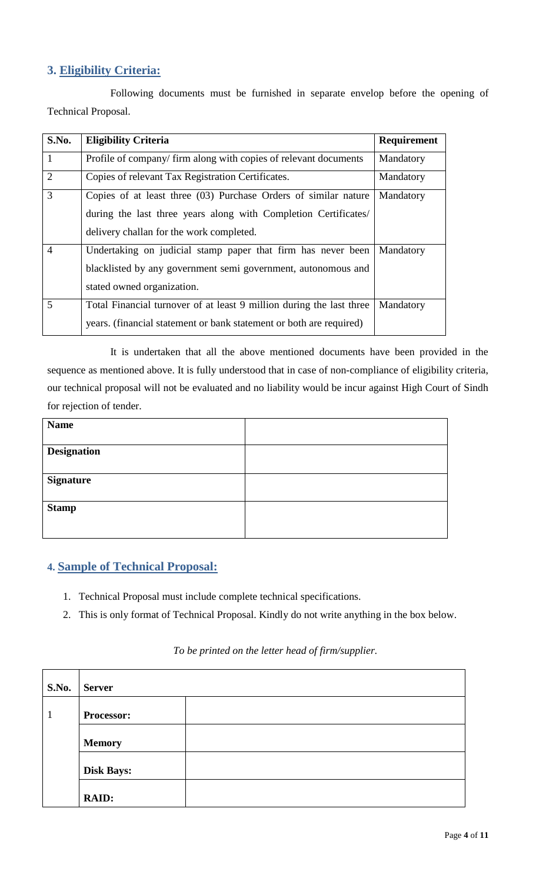## 3. Eligibility Criteria:

Following documents must be furnished in separate envelop before the opening of Technical Proposal.

| S.No. | Eligibility Criteria | Requirement |
|---|---|---|
| 1 | Profile of company/ firm along with copies of relevant documents | Mandatory |
| 2 | Copies of relevant Tax Registration Certificates. | Mandatory |
| 3 | Copies of at least three (03) Purchase Orders of similar nature during the last three years along with Completion Certificates/ delivery challan for the work completed. | Mandatory |
| 4 | Undertaking on judicial stamp paper that firm has never been blacklisted by any government semi government, autonomous and stated owned organization. | Mandatory |
| 5 | Total Financial turnover of at least 9 million during the last three years. (financial statement or bank statement or both are required) | Mandatory |

It is undertaken that all the above mentioned documents have been provided in the sequence as mentioned above. It is fully understood that in case of non-compliance of eligibility criteria, our technical proposal will not be evaluated and no liability would be incur against High Court of Sindh for rejection of tender.

| **Name** | |
|---|---|
| **Designation** | |
| **Signature** | |
| **Stamp** | |

## 4. Sample of Technical Proposal:

1. Technical Proposal must include complete technical specifications.
2. This is only format of Technical Proposal. Kindly do not write anything in the box below.

*To be printed on the letter head of firm/supplier.*

| S.No. | Server | |
|---|---|---|
| 1 | **Processor:** | |
| | **Memory** | |
| | **Disk Bays:** | |
| | **RAID:** | |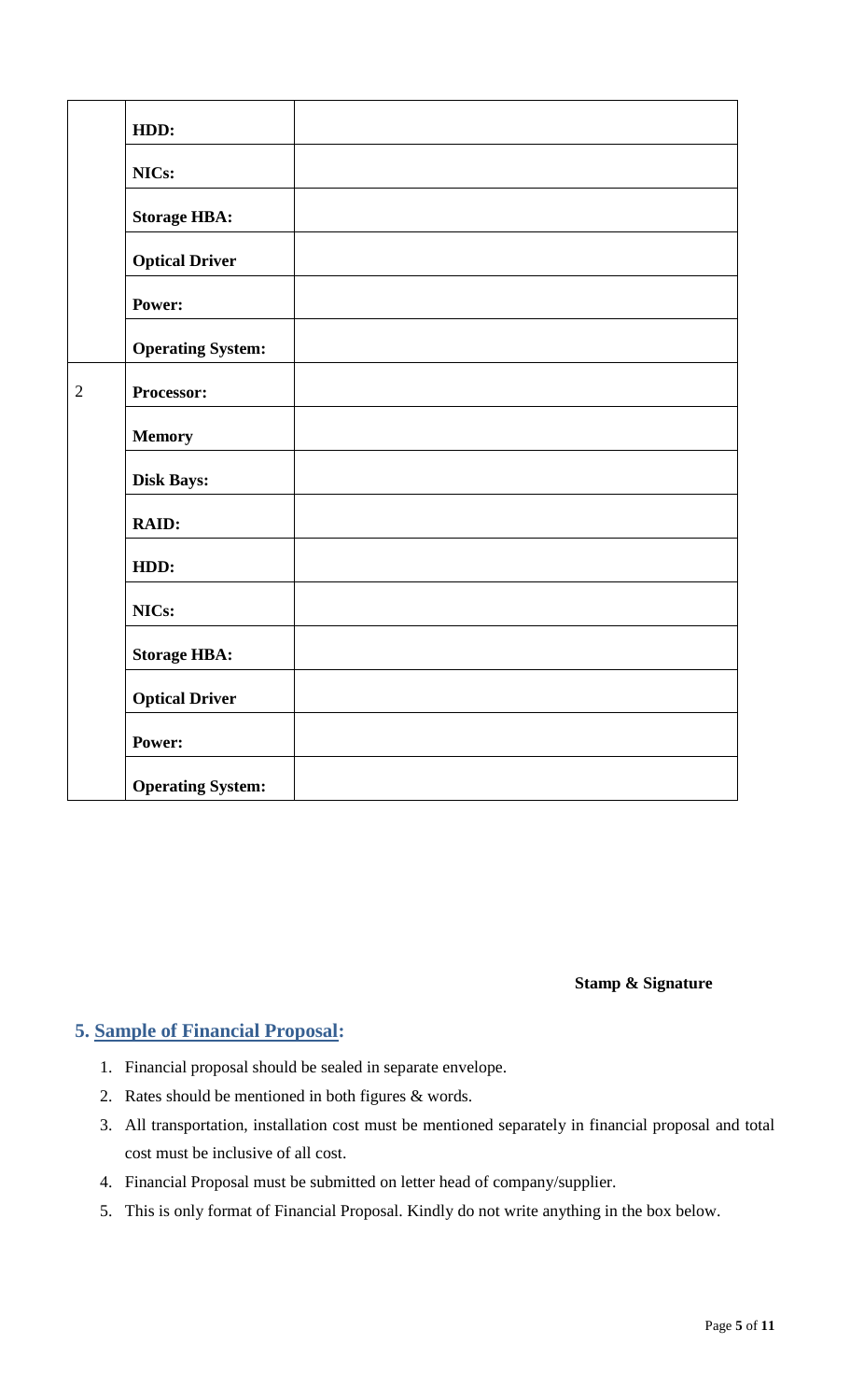| | | |
|---|---|---|
| | **HDD:** | |
| | **NICs:** | |
| | **Storage HBA:** | |
| | **Optical Driver** | |
| | **Power:** | |
| | **Operating System:** | |
| 2 | **Processor:** | |
| | **Memory** | |
| | **Disk Bays:** | |
| | **RAID:** | |
| | **HDD:** | |
| | **NICs:** | |
| | **Storage HBA:** | |
| | **Optical Driver** | |
| | **Power:** | |
| | **Operating System:** | |

**Stamp & Signature**

## 5. Sample of Financial Proposal:

1. Financial proposal should be sealed in separate envelope.
2. Rates should be mentioned in both figures & words.
3. All transportation, installation cost must be mentioned separately in financial proposal and total cost must be inclusive of all cost.
4. Financial Proposal must be submitted on letter head of company/supplier.
5. This is only format of Financial Proposal. Kindly do not write anything in the box below.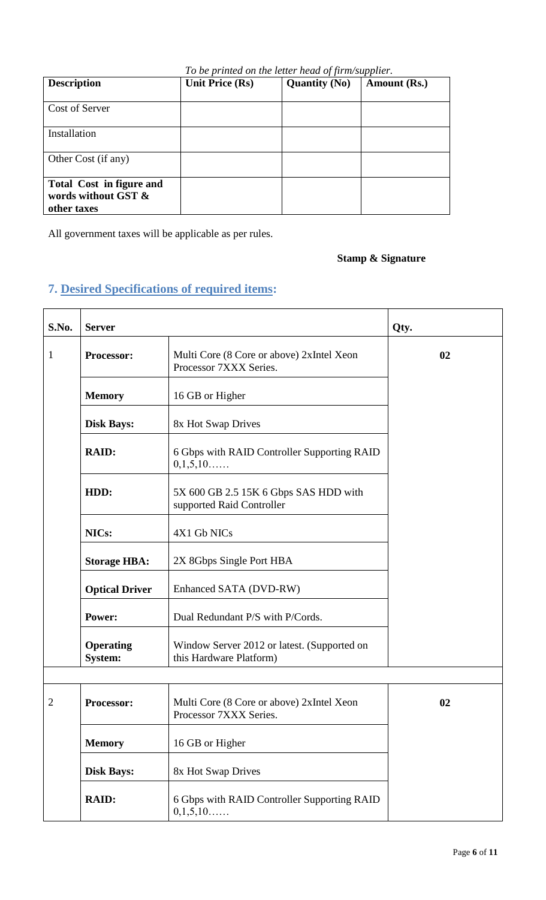*To be printed on the letter head of firm/supplier.*

| **Description** | **Unit Price (Rs)** | **Quantity (No)** | **Amount (Rs.)** |
|---|---|---|---|
| Cost of Server | | | |
| Installation | | | |
| Other Cost (if any) | | | |
| **Total Cost in figure and words without GST & other taxes** | | | |

All government taxes will be applicable as per rules.

**Stamp & Signature**

## 7. Desired Specifications of required items:

| S.No. | Server | | Qty. |
|---|---|---|---|
| 1 | **Processor:** | Multi Core (8 Core or above) 2xIntel Xeon Processor 7XXX Series. | **02** |
| | **Memory** | 16 GB or Higher | |
| | **Disk Bays:** | 8x Hot Swap Drives | |
| | **RAID:** | 6 Gbps with RAID Controller Supporting RAID 0,1,5,10…… | |
| | **HDD:** | 5X 600 GB 2.5 15K 6 Gbps SAS HDD with supported Raid Controller | |
| | **NICs:** | 4X1 Gb NICs | |
| | **Storage HBA:** | 2X 8Gbps Single Port HBA | |
| | **Optical Driver** | Enhanced SATA (DVD-RW) | |
| | **Power:** | Dual Redundant P/S with P/Cords. | |
| | **Operating System:** | Window Server 2012 or latest. (Supported on this Hardware Platform) | |
| | | | |
| 2 | **Processor:** | Multi Core (8 Core or above) 2xIntel Xeon Processor 7XXX Series. | **02** |
| | **Memory** | 16 GB or Higher | |
| | **Disk Bays:** | 8x Hot Swap Drives | |
| | **RAID:** | 6 Gbps with RAID Controller Supporting RAID 0,1,5,10…… | |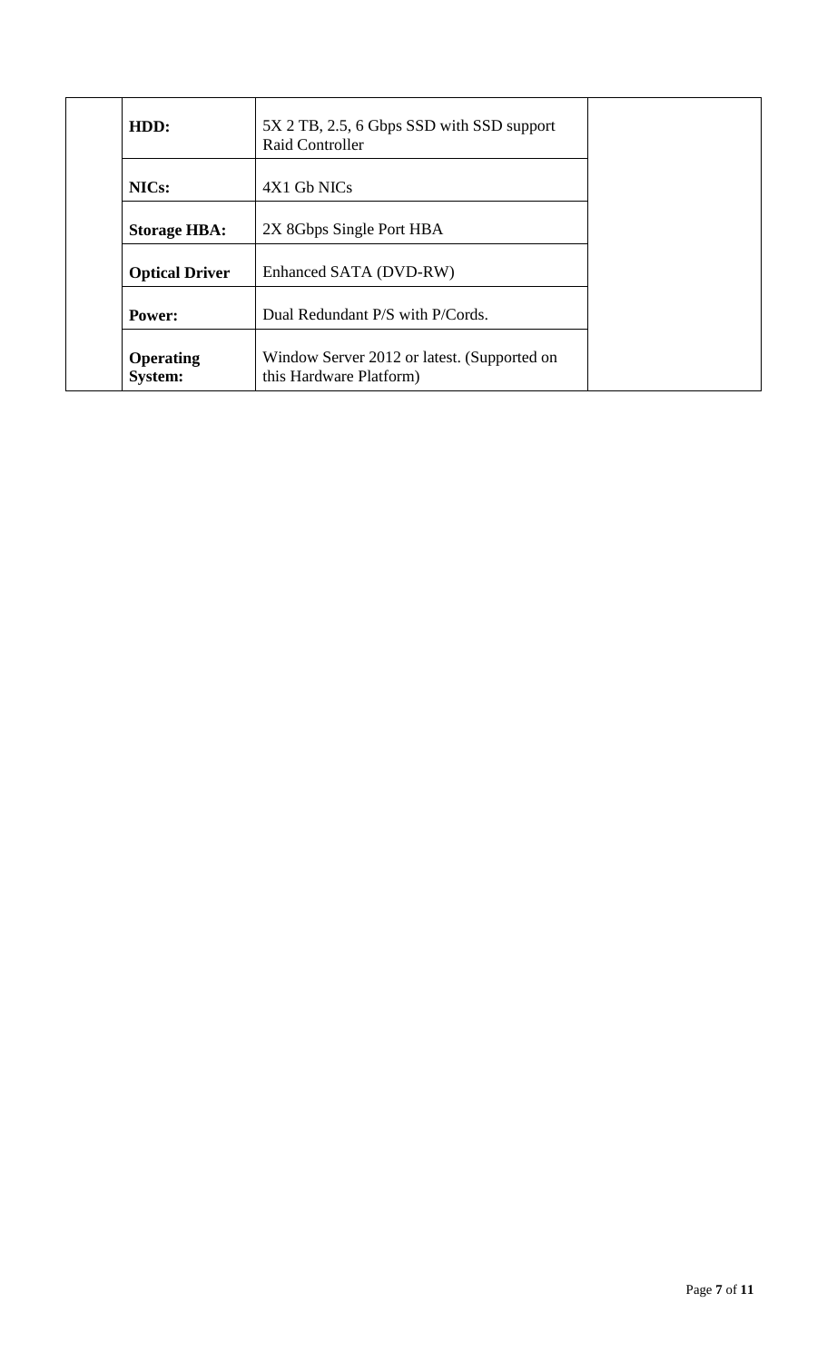| | | | |
|---|---|---|---|
| | **HDD:** | 5X 2 TB, 2.5, 6 Gbps SSD with SSD support Raid Controller | |
| | **NICs:** | 4X1 Gb NICs | |
| | **Storage HBA:** | 2X 8Gbps Single Port HBA | |
| | **Optical Driver** | Enhanced SATA (DVD-RW) | |
| | **Power:** | Dual Redundant P/S with P/Cords. | |
| | **Operating System:** | Window Server 2012 or latest. (Supported on this Hardware Platform) | |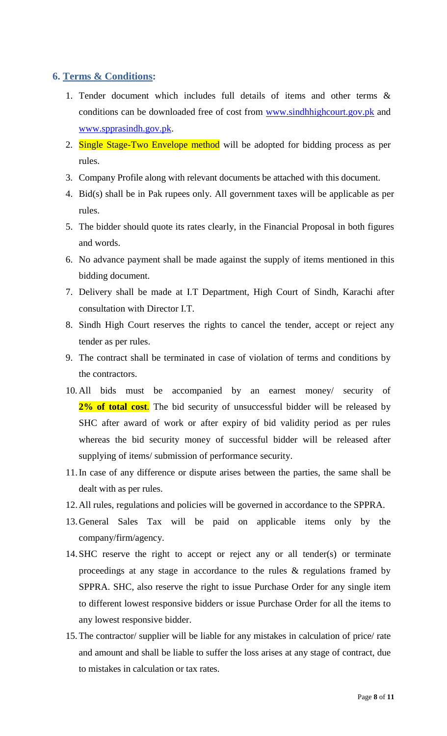## 6. Terms & Conditions:

1. Tender document which includes full details of items and other terms & conditions can be downloaded free of cost from www.sindhhighcourt.gov.pk and www.sppra­sindh.gov.pk.
2. Single Stage-Two Envelope method will be adopted for bidding process as per rules.
3. Company Profile along with relevant documents be attached with this document.
4. Bid(s) shall be in Pak rupees only. All government taxes will be applicable as per rules.
5. The bidder should quote its rates clearly, in the Financial Proposal in both figures and words.
6. No advance payment shall be made against the supply of items mentioned in this bidding document.
7. Delivery shall be made at I.T Department, High Court of Sindh, Karachi after consultation with Director I.T.
8. Sindh High Court reserves the rights to cancel the tender, accept or reject any tender as per rules.
9. The contract shall be terminated in case of violation of terms and conditions by the contractors.
10. All bids must be accompanied by an earnest money/ security of **2% of total cost**. The bid security of unsuccessful bidder will be released by SHC after award of work or after expiry of bid validity period as per rules whereas the bid security money of successful bidder will be released after supplying of items/ submission of performance security.
11. In case of any difference or dispute arises between the parties, the same shall be dealt with as per rules.
12. All rules, regulations and policies will be governed in accordance to the SPPRA.
13. General Sales Tax will be paid on applicable items only by the company/firm/agency.
14. SHC reserve the right to accept or reject any or all tender(s) or terminate proceedings at any stage in accordance to the rules & regulations framed by SPPRA. SHC, also reserve the right to issue Purchase Order for any single item to different lowest responsive bidders or issue Purchase Order for all the items to any lowest responsive bidder.
15. The contractor/ supplier will be liable for any mistakes in calculation of price/ rate and amount and shall be liable to suffer the loss arises at any stage of contract, due to mistakes in calculation or tax rates.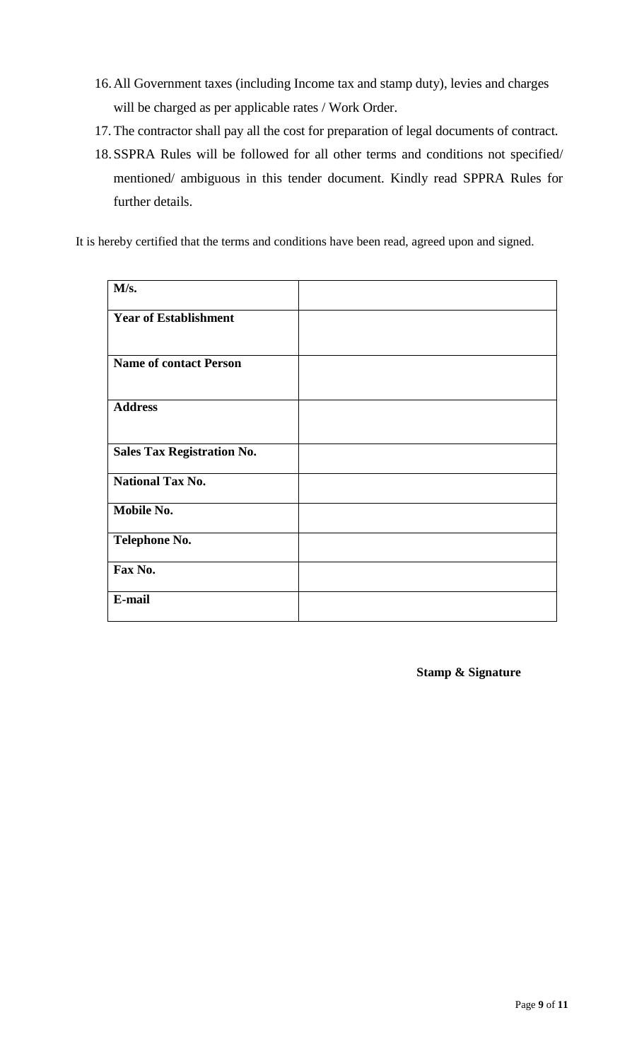16. All Government taxes (including Income tax and stamp duty), levies and charges will be charged as per applicable rates / Work Order.
17. The contractor shall pay all the cost for preparation of legal documents of contract.
18. SSPRA Rules will be followed for all other terms and conditions not specified/ mentioned/ ambiguous in this tender document. Kindly read SPPRA Rules for further details.

It is hereby certified that the terms and conditions have been read, agreed upon and signed.

| **M/s.** | |
|---|---|
| **Year of Establishment** | |
| **Name of contact Person** | |
| **Address** | |
| **Sales Tax Registration No.** | |
| **National Tax No.** | |
| **Mobile No.** | |
| **Telephone No.** | |
| **Fax No.** | |
| **E-mail** | |

**Stamp & Signature**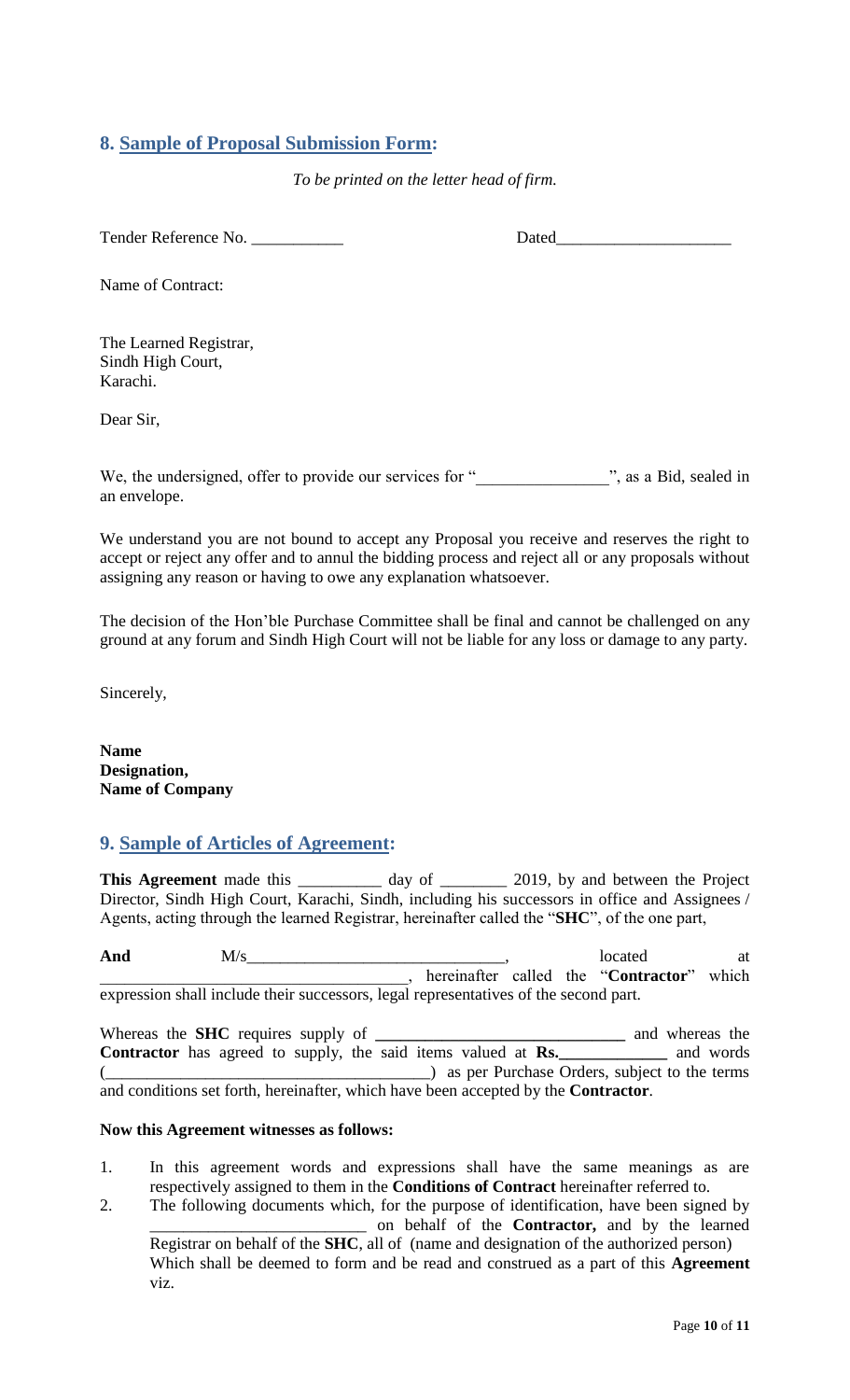## 8. Sample of Proposal Submission Form:

*To be printed on the letter head of firm.*

Tender Reference No. ___________ Dated____________________

Name of Contract:

The Learned Registrar,
Sindh High Court,
Karachi.

Dear Sir,

We, the undersigned, offer to provide our services for "_______________", as a Bid, sealed in an envelope.

We understand you are not bound to accept any Proposal you receive and reserves the right to accept or reject any offer and to annul the bidding process and reject all or any proposals without assigning any reason or having to owe any explanation whatsoever.

The decision of the Hon'ble Purchase Committee shall be final and cannot be challenged on any ground at any forum and Sindh High Court will not be liable for any loss or damage to any party.

Sincerely,

**Name**
**Designation,**
**Name of Company**

## 9. Sample of Articles of Agreement:

**This Agreement** made this __________ day of ________ 2019, by and between the Project Director, Sindh High Court, Karachi, Sindh, including his successors in office and Assignees / Agents, acting through the learned Registrar, hereinafter called the "**SHC**", of the one part,

**And** M/s______________________________, located at ____________________________________, hereinafter called the "**Contractor**" which expression shall include their successors, legal representatives of the second part.

Whereas the **SHC** requires supply of **_____________________________** and whereas the **Contractor** has agreed to supply, the said items valued at **Rs.**_____________ and words (_______________________________________) as per Purchase Orders, subject to the terms and conditions set forth, hereinafter, which have been accepted by the **Contractor**.

**Now this Agreement witnesses as follows:**

1. In this agreement words and expressions shall have the same meanings as are respectively assigned to them in the **Conditions of Contract** hereinafter referred to.
2. The following documents which, for the purpose of identification, have been signed by __________________________ on behalf of the **Contractor,** and by the learned Registrar on behalf of the **SHC**, all of (name and designation of the authorized person) Which shall be deemed to form and be read and construed as a part of this **Agreement** viz.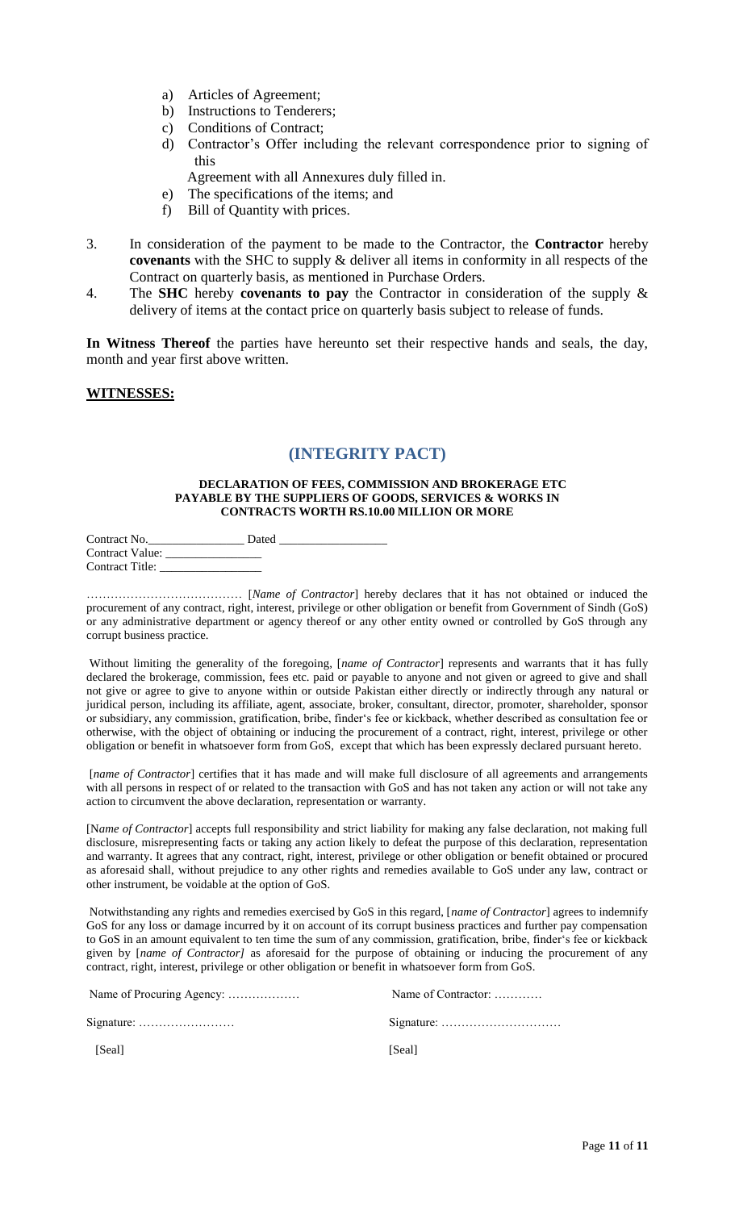a) Articles of Agreement;
b) Instructions to Tenderers;
c) Conditions of Contract;
d) Contractor's Offer including the relevant correspondence prior to signing of this
   Agreement with all Annexures duly filled in.
e) The specifications of the items; and
f) Bill of Quantity with prices.

3. In consideration of the payment to be made to the Contractor, the **Contractor** hereby **covenants** with the SHC to supply & deliver all items in conformity in all respects of the Contract on quarterly basis, as mentioned in Purchase Orders.
4. The **SHC** hereby **covenants to pay** the Contractor in consideration of the supply & delivery of items at the contact price on quarterly basis subject to release of funds.

**In Witness Thereof** the parties have hereunto set their respective hands and seals, the day, month and year first above written.

**WITNESSES:**

## (INTEGRITY PACT)

**DECLARATION OF FEES, COMMISSION AND BROKERAGE ETC PAYABLE BY THE SUPPLIERS OF GOODS, SERVICES & WORKS IN CONTRACTS WORTH RS.10.00 MILLION OR MORE**

Contract No.________________ Dated __________________
Contract Value: ________________
Contract Title: _________________

………………………………… [*Name of Contractor*] hereby declares that it has not obtained or induced the procurement of any contract, right, interest, privilege or other obligation or benefit from Government of Sindh (GoS) or any administrative department or agency thereof or any other entity owned or controlled by GoS through any corrupt business practice.

Without limiting the generality of the foregoing, [*name of Contractor*] represents and warrants that it has fully declared the brokerage, commission, fees etc. paid or payable to anyone and not given or agreed to give and shall not give or agree to give to anyone within or outside Pakistan either directly or indirectly through any natural or juridical person, including its affiliate, agent, associate, broker, consultant, director, promoter, shareholder, sponsor or subsidiary, any commission, gratification, bribe, finder's fee or kickback, whether described as consultation fee or otherwise, with the object of obtaining or inducing the procurement of a contract, right, interest, privilege or other obligation or benefit in whatsoever form from GoS, except that which has been expressly declared pursuant hereto.

[*name of Contractor*] certifies that it has made and will make full disclosure of all agreements and arrangements with all persons in respect of or related to the transaction with GoS and has not taken any action or will not take any action to circumvent the above declaration, representation or warranty.

[N*ame of Contractor*] accepts full responsibility and strict liability for making any false declaration, not making full disclosure, misrepresenting facts or taking any action likely to defeat the purpose of this declaration, representation and warranty. It agrees that any contract, right, interest, privilege or other obligation or benefit obtained or procured as aforesaid shall, without prejudice to any other rights and remedies available to GoS under any law, contract or other instrument, be voidable at the option of GoS.

Notwithstanding any rights and remedies exercised by GoS in this regard, [*name of Contractor*] agrees to indemnify GoS for any loss or damage incurred by it on account of its corrupt business practices and further pay compensation to GoS in an amount equivalent to ten time the sum of any commission, gratification, bribe, finder's fee or kickback given by [*name of Contractor]* as aforesaid for the purpose of obtaining or inducing the procurement of any contract, right, interest, privilege or other obligation or benefit in whatsoever form from GoS.

Name of Procuring Agency: ……………… Name of Contractor: …………

Signature: …………………… Signature: …………………………

[Seal] [Seal]